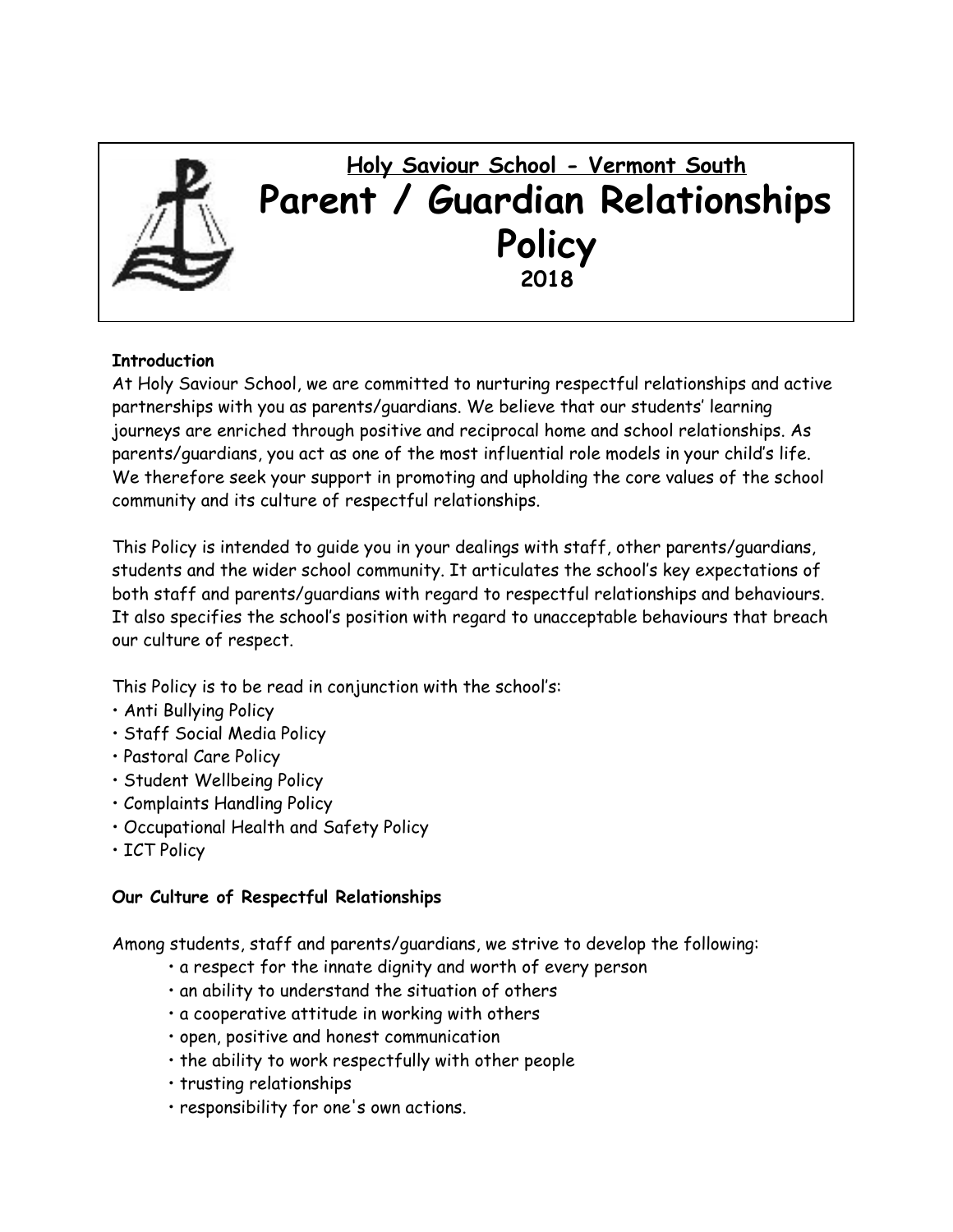**Holy Saviour School - Vermont South**

# Parent / Guardian Relationships Policy

**2018**

**Introduction**

At Holy Saviour School, we are committed to nurturing respectful relationships and active partnerships with you as parents/guardians. We believe that our students' learning journeys are enriched through positive and reciprocal home and school relationships. As parents/guardians, you act as one of the most influential role models in your child's life. We therefore seek your support in promoting and upholding the core values of the school community and its culture of respectful relationships.

This Policy is intended to guide you in your dealings with staff, other parents/guardians, students and the wider school community. It articulates the school's key expectations of both staff and parents/guardians with regard to respectful relationships and behaviours. It also specifies the school's position with regard to unacceptable behaviours that breach our culture of respect.

This Policy is to be read in conjunction with the school's:

- Anti Bullying Policy
- Staff Social Media Policy
- Pastoral Care Policy
- Student Wellbeing Policy
- Complaints Handling Policy
- Occupational Health and Safety Policy
- ICT Policy

**Our Culture of Respectful Relationships**

Among students, staff and parents/guardians, we strive to develop the following:

- a respect for the innate dignity and worth of every person
- an ability to understand the situation of others
- a cooperative attitude in working with others
- open, positive and honest communication
- the ability to work respectfully with other people
- trusting relationships
- responsibility for one's own actions.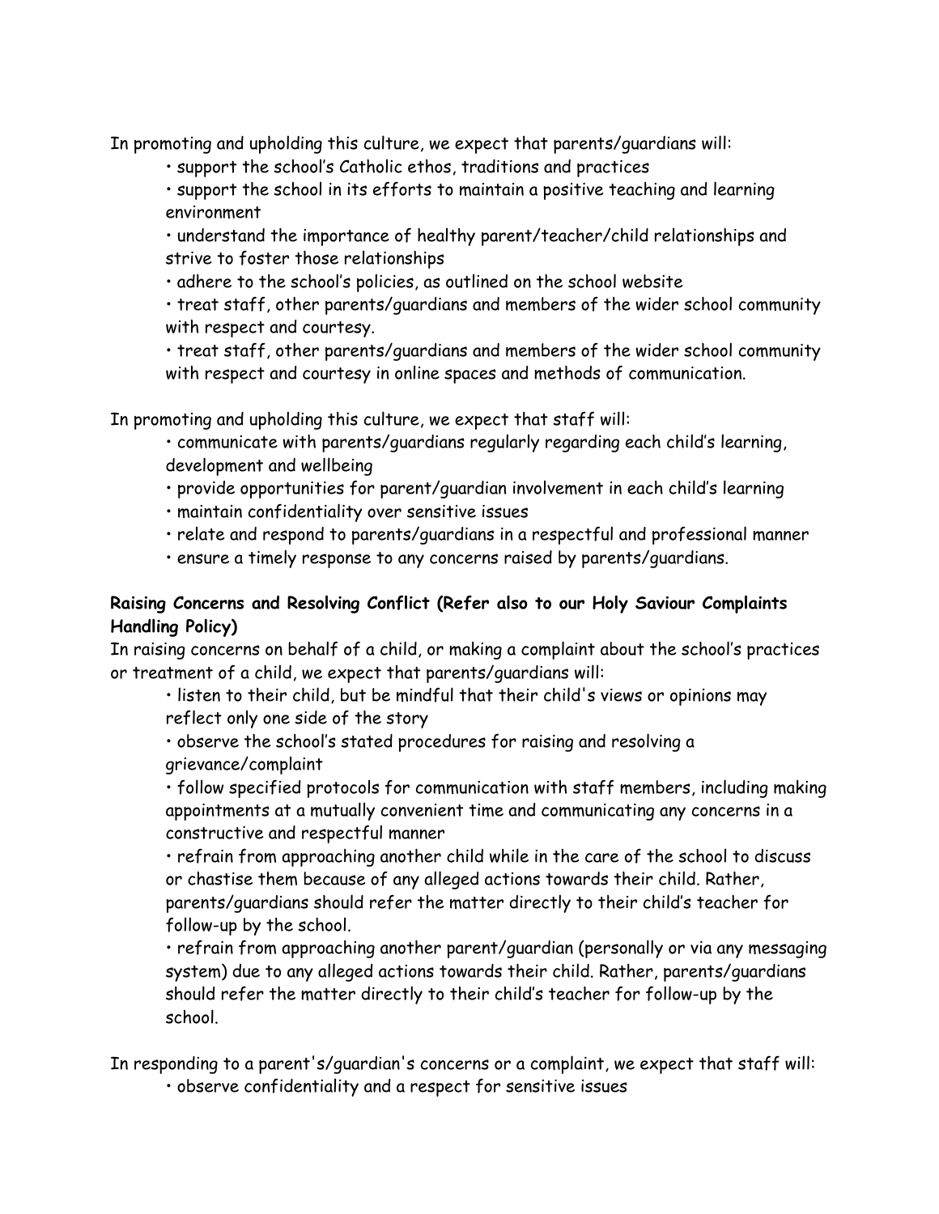In promoting and upholding this culture, we expect that parents/guardians will:

- support the school's Catholic ethos, traditions and practices
- support the school in its efforts to maintain a positive teaching and learning environment
- understand the importance of healthy parent/teacher/child relationships and strive to foster those relationships
- adhere to the school's policies, as outlined on the school website
- treat staff, other parents/guardians and members of the wider school community with respect and courtesy.
- treat staff, other parents/guardians and members of the wider school community with respect and courtesy in online spaces and methods of communication.

In promoting and upholding this culture, we expect that staff will:

- communicate with parents/guardians regularly regarding each child's learning, development and wellbeing
- provide opportunities for parent/guardian involvement in each child's learning
- maintain confidentiality over sensitive issues
- relate and respond to parents/guardians in a respectful and professional manner
- ensure a timely response to any concerns raised by parents/guardians.

**Raising Concerns and Resolving Conflict (Refer also to our Holy Saviour Complaints Handling Policy)**

In raising concerns on behalf of a child, or making a complaint about the school's practices or treatment of a child, we expect that parents/guardians will:

- listen to their child, but be mindful that their child's views or opinions may reflect only one side of the story
- observe the school's stated procedures for raising and resolving a grievance/complaint
- follow specified protocols for communication with staff members, including making appointments at a mutually convenient time and communicating any concerns in a constructive and respectful manner
- refrain from approaching another child while in the care of the school to discuss or chastise them because of any alleged actions towards their child. Rather, parents/guardians should refer the matter directly to their child's teacher for follow-up by the school.
- refrain from approaching another parent/guardian (personally or via any messaging system) due to any alleged actions towards their child. Rather, parents/guardians should refer the matter directly to their child's teacher for follow-up by the school.

In responding to a parent's/guardian's concerns or a complaint, we expect that staff will:

- observe confidentiality and a respect for sensitive issues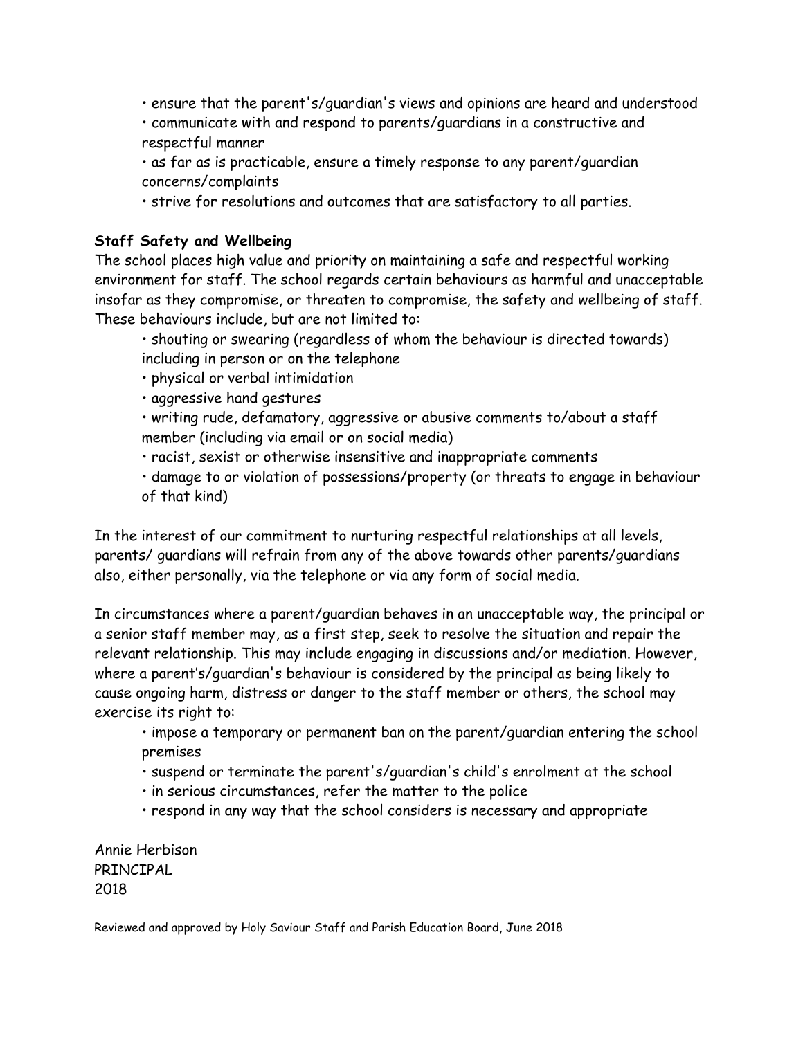- ensure that the parent's/guardian's views and opinions are heard and understood
- communicate with and respond to parents/guardians in a constructive and respectful manner
- as far as is practicable, ensure a timely response to any parent/guardian concerns/complaints
- strive for resolutions and outcomes that are satisfactory to all parties.

**Staff Safety and Wellbeing**

The school places high value and priority on maintaining a safe and respectful working environment for staff. The school regards certain behaviours as harmful and unacceptable insofar as they compromise, or threaten to compromise, the safety and wellbeing of staff. These behaviours include, but are not limited to:

- shouting or swearing (regardless of whom the behaviour is directed towards) including in person or on the telephone
- physical or verbal intimidation
- aggressive hand gestures
- writing rude, defamatory, aggressive or abusive comments to/about a staff member (including via email or on social media)
- racist, sexist or otherwise insensitive and inappropriate comments
- damage to or violation of possessions/property (or threats to engage in behaviour of that kind)

In the interest of our commitment to nurturing respectful relationships at all levels, parents/ guardians will refrain from any of the above towards other parents/guardians also, either personally, via the telephone or via any form of social media.

In circumstances where a parent/guardian behaves in an unacceptable way, the principal or a senior staff member may, as a first step, seek to resolve the situation and repair the relevant relationship. This may include engaging in discussions and/or mediation. However, where a parent's/guardian's behaviour is considered by the principal as being likely to cause ongoing harm, distress or danger to the staff member or others, the school may exercise its right to:

- impose a temporary or permanent ban on the parent/guardian entering the school premises
- suspend or terminate the parent's/guardian's child's enrolment at the school
- in serious circumstances, refer the matter to the police
- respond in any way that the school considers is necessary and appropriate

Annie Herbison
PRINCIPAL
2018

Reviewed and approved by Holy Saviour Staff and Parish Education Board, June 2018